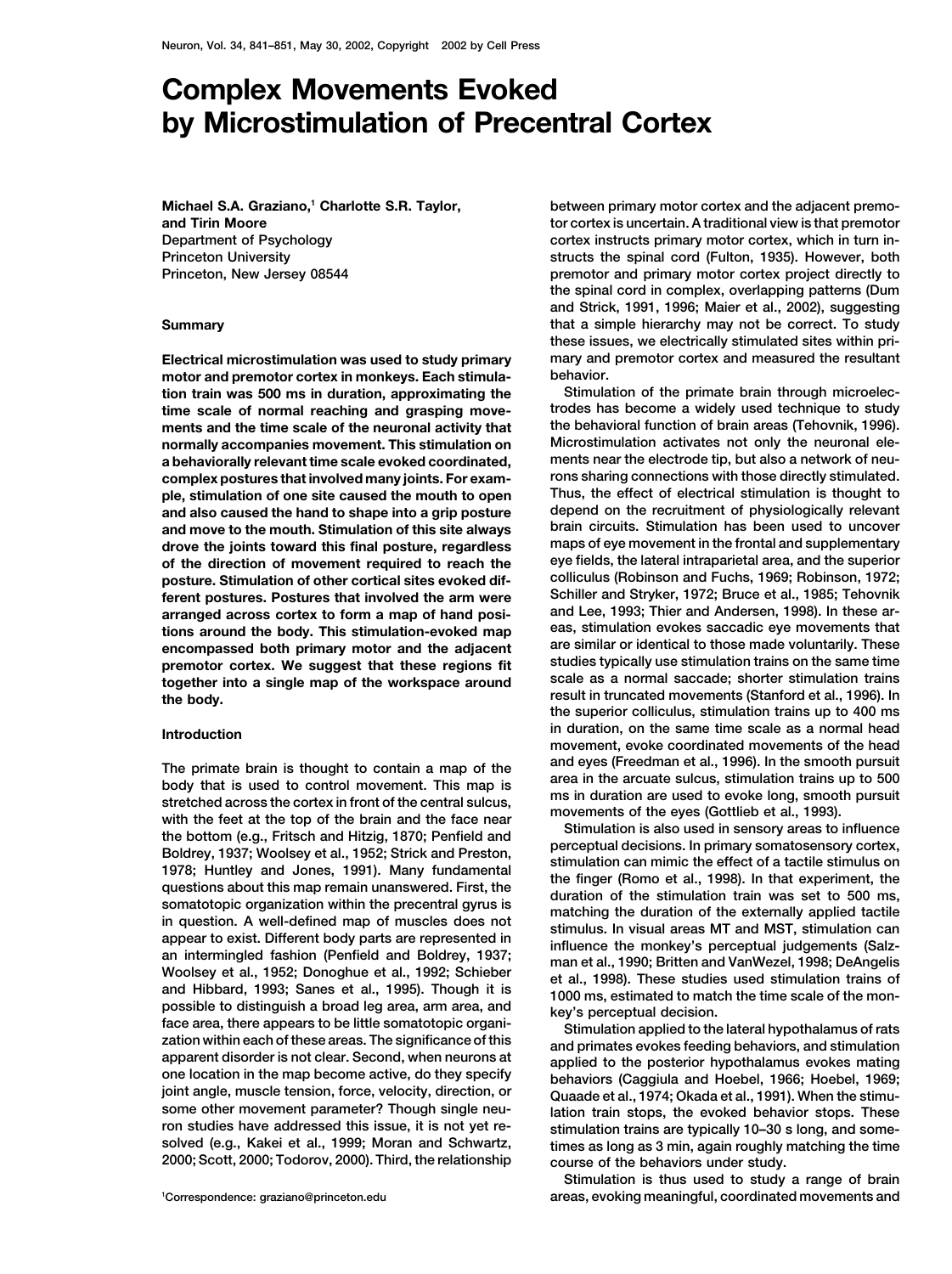# Complex Movements Evoked by Microstimulation of Precentral Cortex

**Michael S.A. Graziano,[1] Charlotte S.R. Taylor, and Tirin Moore**
Department of Psychology
Princeton University
Princeton, New Jersey 08544

## Summary

**Electrical microstimulation was used to study primary motor and premotor cortex in monkeys. Each stimulation train was 500 ms in duration, approximating the time scale of normal reaching and grasping movements and the time scale of the neuronal activity that normally accompanies movement. This stimulation on a behaviorally relevant time scale evoked coordinated, complex postures that involved many joints. For example, stimulation of one site caused the mouth to open and also caused the hand to shape into a grip posture and move to the mouth. Stimulation of this site always drove the joints toward this final posture, regardless of the direction of movement required to reach the posture. Stimulation of other cortical sites evoked different postures. Postures that involved the arm were arranged across cortex to form a map of hand positions around the body. This stimulation-evoked map encompassed both primary motor and the adjacent premotor cortex. We suggest that these regions fit together into a single map of the workspace around the body.**

## Introduction

The primate brain is thought to contain a map of the body that is used to control movement. This map is stretched across the cortex in front of the central sulcus, with the feet at the top of the brain and the face near the bottom (e.g., Fritsch and Hitzig, 1870; Penfield and Boldrey, 1937; Woolsey et al., 1952; Strick and Preston, 1978; Huntley and Jones, 1991). Many fundamental questions about this map remain unanswered. First, the somatotopic organization within the precentral gyrus is in question. A well-defined map of muscles does not appear to exist. Different body parts are represented in an intermingled fashion (Penfield and Boldrey, 1937; Woolsey et al., 1952; Donoghue et al., 1992; Schieber and Hibbard, 1993; Sanes et al., 1995). Though it is possible to distinguish a broad leg area, arm area, and face area, there appears to be little somatotopic organization within each of these areas. The significance of this apparent disorder is not clear. Second, when neurons at one location in the map become active, do they specify joint angle, muscle tension, force, velocity, direction, or some other movement parameter? Though single neuron studies have addressed this issue, it is not yet resolved (e.g., Kakei et al., 1999; Moran and Schwartz, 2000; Scott, 2000; Todorov, 2000). Third, the relationship between primary motor cortex and the adjacent premotor cortex is uncertain. A traditional view is that premotor cortex instructs primary motor cortex, which in turn instructs the spinal cord (Fulton, 1935). However, both premotor and primary motor cortex project directly to the spinal cord in complex, overlapping patterns (Dum and Strick, 1991, 1996; Maier et al., 2002), suggesting that a simple hierarchy may not be correct. To study these issues, we electrically stimulated sites within primary and premotor cortex and measured the resultant behavior.

Stimulation of the primate brain through microelectrodes has become a widely used technique to study the behavioral function of brain areas (Tehovnik, 1996). Microstimulation activates not only the neuronal elements near the electrode tip, but also a network of neurons sharing connections with those directly stimulated. Thus, the effect of electrical stimulation is thought to depend on the recruitment of physiologically relevant brain circuits. Stimulation has been used to uncover maps of eye movement in the frontal and supplementary eye fields, the lateral intraparietal area, and the superior colliculus (Robinson and Fuchs, 1969; Robinson, 1972; Schiller and Stryker, 1972; Bruce et al., 1985; Tehovnik and Lee, 1993; Thier and Andersen, 1998). In these areas, stimulation evokes saccadic eye movements that are similar or identical to those made voluntarily. These studies typically use stimulation trains on the same time scale as a normal saccade; shorter stimulation trains result in truncated movements (Stanford et al., 1996). In the superior colliculus, stimulation trains up to 400 ms in duration, on the same time scale as a normal head movement, evoke coordinated movements of the head and eyes (Freedman et al., 1996). In the smooth pursuit area in the arcuate sulcus, stimulation trains up to 500 ms in duration are used to evoke long, smooth pursuit movements of the eyes (Gottlieb et al., 1993).

Stimulation is also used in sensory areas to influence perceptual decisions. In primary somatosensory cortex, stimulation can mimic the effect of a tactile stimulus on the finger (Romo et al., 1998). In that experiment, the duration of the stimulation train was set to 500 ms, matching the duration of the externally applied tactile stimulus. In visual areas MT and MST, stimulation can influence the monkey's perceptual judgements (Salzman et al., 1990; Britten and VanWezel, 1998; DeAngelis et al., 1998). These studies used stimulation trains of 1000 ms, estimated to match the time scale of the monkey's perceptual decision.

Stimulation applied to the lateral hypothalamus of rats and primates evokes feeding behaviors, and stimulation applied to the posterior hypothalamus evokes mating behaviors (Caggiula and Hoebel, 1966; Hoebel, 1969; Quaade et al., 1974; Okada et al., 1991). When the stimulation train stops, the evoked behavior stops. These stimulation trains are typically 10–30 s long, and sometimes as long as 3 min, again roughly matching the time course of the behaviors under study.

Stimulation is thus used to study a range of brain areas, evoking meaningful, coordinated movements and

[1] Correspondence: graziano@princeton.edu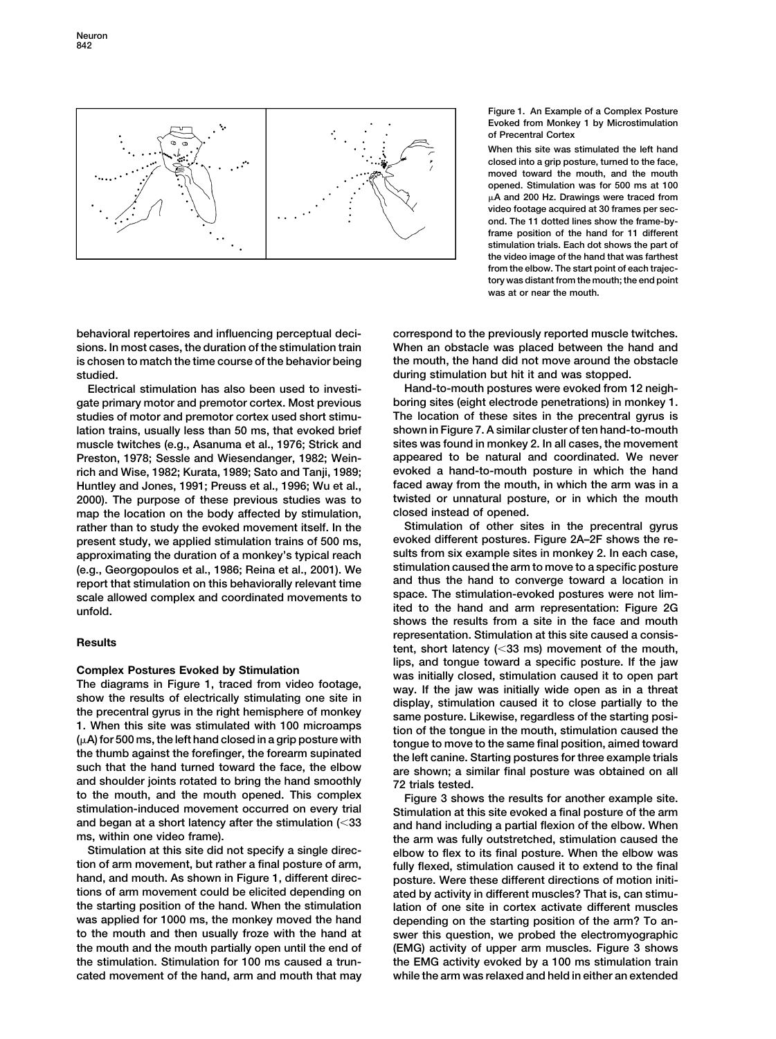**Figure 1. An Example of a Complex Posture Evoked from Monkey 1 by Microstimulation of Precentral Cortex**

When this site was stimulated the left hand closed into a grip posture, turned to the face, moved toward the mouth, and the mouth opened. Stimulation was for 500 ms at 100 μA and 200 Hz. Drawings were traced from video footage acquired at 30 frames per second. The 11 dotted lines show the frame-by-frame position of the hand for 11 different stimulation trials. Each dot shows the part of the video image of the hand that was farthest from the elbow. The start point of each trajectory was distant from the mouth; the end point was at or near the mouth.

behavioral repertoires and influencing perceptual decisions. In most cases, the duration of the stimulation train is chosen to match the time course of the behavior being studied.

Electrical stimulation has also been used to investigate primary motor and premotor cortex. Most previous studies of motor and premotor cortex used short stimulation trains, usually less than 50 ms, that evoked brief muscle twitches (e.g., Asanuma et al., 1976; Strick and Preston, 1978; Sessle and Wiesendanger, 1982; Weinrich and Wise, 1982; Kurata, 1989; Sato and Tanji, 1989; Huntley and Jones, 1991; Preuss et al., 1996; Wu et al., 2000). The purpose of these previous studies was to map the location on the body affected by stimulation, rather than to study the evoked movement itself. In the present study, we applied stimulation trains of 500 ms, approximating the duration of a monkey's typical reach (e.g., Georgopoulos et al., 1986; Reina et al., 2001). We report that stimulation on this behaviorally relevant time scale allowed complex and coordinated movements to unfold.

## Results

### Complex Postures Evoked by Stimulation

The diagrams in Figure 1, traced from video footage, show the results of electrically stimulating one site in the precentral gyrus in the right hemisphere of monkey 1. When this site was stimulated with 100 microamps (μA) for 500 ms, the left hand closed in a grip posture with the thumb against the forefinger, the forearm supinated such that the hand turned toward the face, the elbow and shoulder joints rotated to bring the hand smoothly to the mouth, and the mouth opened. This complex stimulation-induced movement occurred on every trial and began at a short latency after the stimulation (<33 ms, within one video frame).

Stimulation at this site did not specify a single direction of arm movement, but rather a final posture of arm, hand, and mouth. As shown in Figure 1, different directions of arm movement could be elicited depending on the starting position of the hand. When the stimulation was applied for 1000 ms, the monkey moved the hand to the mouth and then usually froze with the hand at the mouth and the mouth partially open until the end of the stimulation. Stimulation for 100 ms caused a truncated movement of the hand, arm and mouth that may correspond to the previously reported muscle twitches. When an obstacle was placed between the hand and the mouth, the hand did not move around the obstacle during stimulation but hit it and was stopped.

Hand-to-mouth postures were evoked from 12 neighboring sites (eight electrode penetrations) in monkey 1. The location of these sites in the precentral gyrus is shown in Figure 7. A similar cluster of ten hand-to-mouth sites was found in monkey 2. In all cases, the movement appeared to be natural and coordinated. We never evoked a hand-to-mouth posture in which the hand faced away from the mouth, in which the arm was in a twisted or unnatural posture, or in which the mouth closed instead of opened.

Stimulation of other sites in the precentral gyrus evoked different postures. Figure 2A–2F shows the results from six example sites in monkey 2. In each case, stimulation caused the arm to move to a specific posture and thus the hand to converge toward a location in space. The stimulation-evoked postures were not limited to the hand and arm representation: Figure 2G shows the results from a site in the face and mouth representation. Stimulation at this site caused a consistent, short latency (<33 ms) movement of the mouth, lips, and tongue toward a specific posture. If the jaw was initially closed, stimulation caused it to open part way. If the jaw was initially wide open as in a threat display, stimulation caused it to close partially to the same posture. Likewise, regardless of the starting position of the tongue in the mouth, stimulation caused the tongue to move to the same final position, aimed toward the left canine. Starting postures for three example trials are shown; a similar final posture was obtained on all 72 trials tested.

Figure 3 shows the results for another example site. Stimulation at this site evoked a final posture of the arm and hand including a partial flexion of the elbow. When the arm was fully outstretched, stimulation caused the elbow to flex to its final posture. When the elbow was fully flexed, stimulation caused it to extend to the final posture. Were these different directions of motion initiated by activity in different muscles? That is, can stimulation of one site in cortex activate different muscles depending on the starting position of the arm? To answer this question, we probed the electromyographic (EMG) activity of upper arm muscles. Figure 3 shows the EMG activity evoked by a 100 ms stimulation train while the arm was relaxed and held in either an extended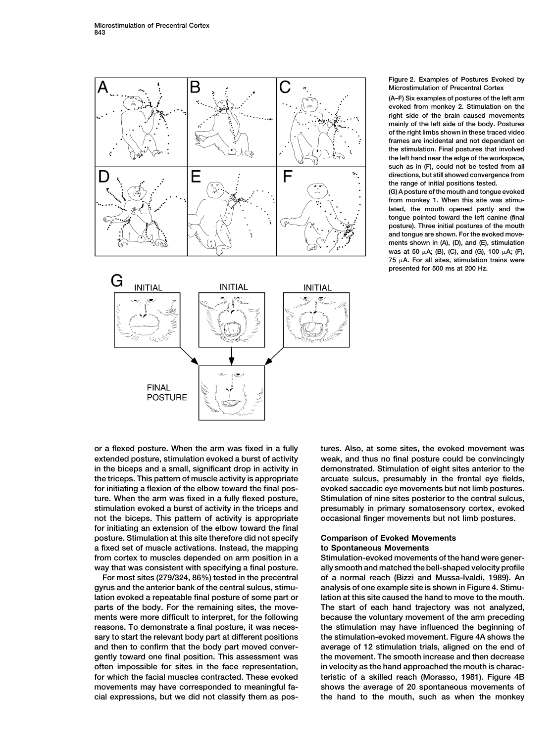Figure 2. Examples of Postures Evoked by Microstimulation of Precentral Cortex

(A–F) Six examples of postures of the left arm evoked from monkey 2. Stimulation on the right side of the brain caused movements mainly of the left side of the body. Postures of the right limbs shown in these traced video frames are incidental and not dependant on the stimulation. Final postures that involved the left hand near the edge of the workspace, such as in (F), could not be tested from all directions, but still showed convergence from the range of initial positions tested.

(G) A posture of the mouth and tongue evoked from monkey 1. When this site was stimulated, the mouth opened partly and the tongue pointed toward the left canine (final posture). Three initial postures of the mouth and tongue are shown. For the evoked movements shown in (A), (D), and (E), stimulation was at 50 μA; (B), (C), and (G), 100 μA; (F), 75 μA. For all sites, stimulation trains were presented for 500 ms at 200 Hz.

or a flexed posture. When the arm was fixed in a fully extended posture, stimulation evoked a burst of activity in the biceps and a small, significant drop in activity in the triceps. This pattern of muscle activity is appropriate for initiating a flexion of the elbow toward the final posture. When the arm was fixed in a fully flexed posture, stimulation evoked a burst of activity in the triceps and not the biceps. This pattern of activity is appropriate for initiating an extension of the elbow toward the final posture. Stimulation at this site therefore did not specify a fixed set of muscle activations. Instead, the mapping from cortex to muscles depended on arm position in a way that was consistent with specifying a final posture.

For most sites (279/324, 86%) tested in the precentral gyrus and the anterior bank of the central sulcus, stimulation evoked a repeatable final posture of some part or parts of the body. For the remaining sites, the movements were more difficult to interpret, for the following reasons. To demonstrate a final posture, it was necessary to start the relevant body part at different positions and then to confirm that the body part moved convergently toward one final position. This assessment was often impossible for sites in the face representation, for which the facial muscles contracted. These evoked movements may have corresponded to meaningful facial expressions, but we did not classify them as postures. Also, at some sites, the evoked movement was weak, and thus no final posture could be convincingly demonstrated. Stimulation of eight sites anterior to the arcuate sulcus, presumably in the frontal eye fields, evoked saccadic eye movements but not limb postures. Stimulation of nine sites posterior to the central sulcus, presumably in primary somatosensory cortex, evoked occasional finger movements but not limb postures.

## Comparison of Evoked Movements to Spontaneous Movements

Stimulation-evoked movements of the hand were generally smooth and matched the bell-shaped velocity profile of a normal reach (Bizzi and Mussa-Ivaldi, 1989). An analysis of one example site is shown in Figure 4. Stimulation at this site caused the hand to move to the mouth. The start of each hand trajectory was not analyzed, because the voluntary movement of the arm preceding the stimulation may have influenced the beginning of the stimulation-evoked movement. Figure 4A shows the average of 12 stimulation trials, aligned on the end of the movement. The smooth increase and then decrease in velocity as the hand approached the mouth is characteristic of a skilled reach (Morasso, 1981). Figure 4B shows the average of 20 spontaneous movements of the hand to the mouth, such as when the monkey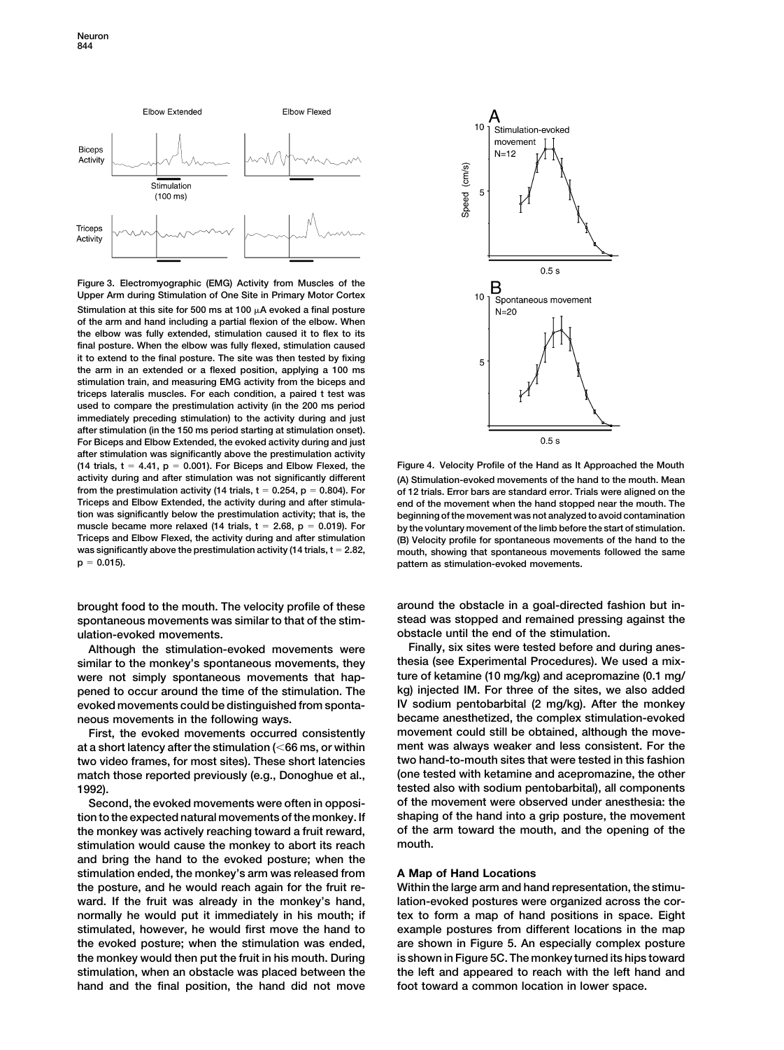Elbow Extended

Elbow Flexed

Biceps Activity

Stimulation (100 ms)

Triceps Activity

Figure 3. Electromyographic (EMG) Activity from Muscles of the Upper Arm during Stimulation of One Site in Primary Motor Cortex

Stimulation at this site for 500 ms at 100 μA evoked a final posture of the arm and hand including a partial flexion of the elbow. When the elbow was fully extended, stimulation caused it to flex to its final posture. When the elbow was fully flexed, stimulation caused it to extend to the final posture. The site was then tested by fixing the arm in an extended or a flexed position, applying a 100 ms stimulation train, and measuring EMG activity from the biceps and triceps lateralis muscles. For each condition, a paired t test was used to compare the prestimulation activity (in the 200 ms period immediately preceding stimulation) to the activity during and just after stimulation (in the 150 ms period starting at stimulation onset). For Biceps and Elbow Extended, the evoked activity during and just after stimulation was significantly above the prestimulation activity (14 trials, $t = 4.41$, $p = 0.001$). For Biceps and Elbow Flexed, the activity during and after stimulation was not significantly different from the prestimulation activity (14 trials, $t = 0.254$, $p = 0.804$). For Triceps and Elbow Extended, the activity during and after stimulation was significantly below the prestimulation activity; that is, the muscle became more relaxed (14 trials, $t = 2.68$, $p = 0.019$). For Triceps and Elbow Flexed, the activity during and after stimulation was significantly above the prestimulation activity (14 trials, $t = 2.82$, $p = 0.015$).

A

Stimulation-evoked movement N=12

Speed (cm/s)

10

5

0.5 s

B

Spontaneous movement N=20

10

5

0.5 s

Figure 4. Velocity Profile of the Hand as It Approached the Mouth

(A) Stimulation-evoked movements of the hand to the mouth. Mean of 12 trials. Error bars are standard error. Trials were aligned on the end of the movement when the hand stopped near the mouth. The beginning of the movement was not analyzed to avoid contamination by the voluntary movement of the limb before the start of stimulation.

(B) Velocity profile for spontaneous movements of the hand to the mouth, showing that spontaneous movements followed the same pattern as stimulation-evoked movements.

brought food to the mouth. The velocity profile of these spontaneous movements was similar to that of the stimulation-evoked movements.

Although the stimulation-evoked movements were similar to the monkey's spontaneous movements, they were not simply spontaneous movements that happened to occur around the time of the stimulation. The evoked movements could be distinguished from spontaneous movements in the following ways.

First, the evoked movements occurred consistently at a short latency after the stimulation (<66 ms, or within two video frames, for most sites). These short latencies match those reported previously (e.g., Donoghue et al., 1992).

Second, the evoked movements were often in opposition to the expected natural movements of the monkey. If the monkey was actively reaching toward a fruit reward, stimulation would cause the monkey to abort its reach and bring the hand to the evoked posture; when the stimulation ended, the monkey's arm was released from the posture, and he would reach again for the fruit reward. If the fruit was already in the monkey's hand, normally he would put it immediately in his mouth; if stimulated, however, he would first move the hand to the evoked posture; when the stimulation was ended, the monkey would then put the fruit in his mouth. During stimulation, when an obstacle was placed between the hand and the final position, the hand did not move around the obstacle in a goal-directed fashion but instead was stopped and remained pressing against the obstacle until the end of the stimulation.

Finally, six sites were tested before and during anesthesia (see Experimental Procedures). We used a mixture of ketamine (10 mg/kg) and acepromazine (0.1 mg/kg) injected IM. For three of the sites, we also added IV sodium pentobarbital (2 mg/kg). After the monkey became anesthetized, the complex stimulation-evoked movement could still be obtained, although the movement was always weaker and less consistent. For the two hand-to-mouth sites that were tested in this fashion (one tested with ketamine and acepromazine, the other tested also with sodium pentobarbital), all components of the movement were observed under anesthesia: the shaping of the hand into a grip posture, the movement of the arm toward the mouth, and the opening of the mouth.

## A Map of Hand Locations

Within the large arm and hand representation, the stimulation-evoked postures were organized across the cortex to form a map of hand positions in space. Eight example postures from different locations in the map are shown in Figure 5. An especially complex posture is shown in Figure 5C. The monkey turned its hips toward the left and appeared to reach with the left hand and foot toward a common location in lower space.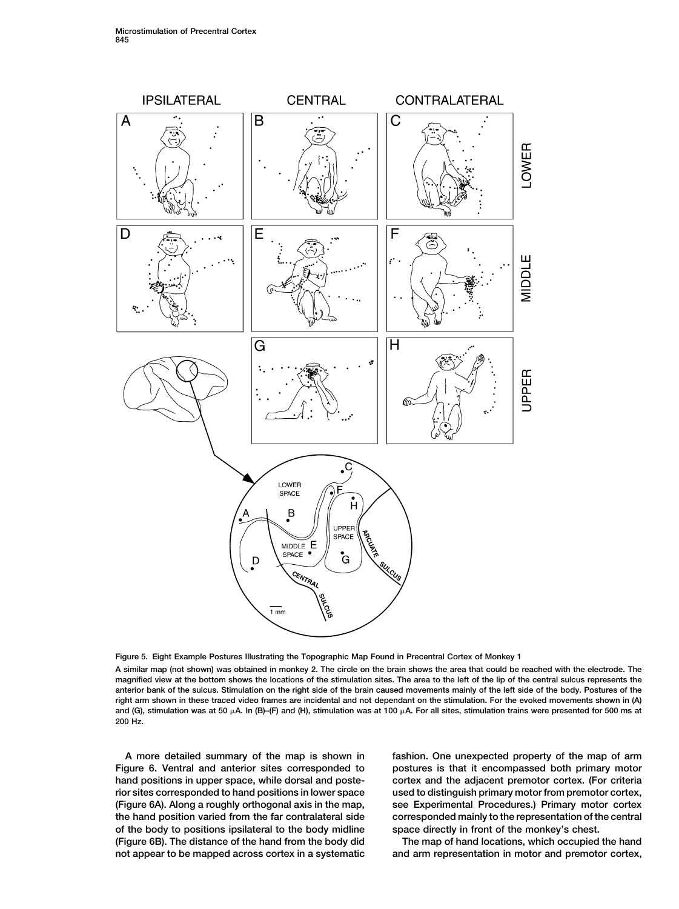Figure 5. Eight Example Postures Illustrating the Topographic Map Found in Precentral Cortex of Monkey 1

A similar map (not shown) was obtained in monkey 2. The circle on the brain shows the area that could be reached with the electrode. The magnified view at the bottom shows the locations of the stimulation sites. The area to the left of the lip of the central sulcus represents the anterior bank of the sulcus. Stimulation on the right side of the brain caused movements mainly of the left side of the body. Postures of the right arm shown in these traced video frames are incidental and not dependant on the stimulation. For the evoked movements shown in (A) and (G), stimulation was at 50 μA. In (B)–(F) and (H), stimulation was at 100 μA. For all sites, stimulation trains were presented for 500 ms at 200 Hz.

A more detailed summary of the map is shown in Figure 6. Ventral and anterior sites corresponded to hand positions in upper space, while dorsal and posterior sites corresponded to hand positions in lower space (Figure 6A). Along a roughly orthogonal axis in the map, the hand position varied from the far contralateral side of the body to positions ipsilateral to the body midline (Figure 6B). The distance of the hand from the body did not appear to be mapped across cortex in a systematic fashion. One unexpected property of the map of arm postures is that it encompassed both primary motor cortex and the adjacent premotor cortex. (For criteria used to distinguish primary motor from premotor cortex, see Experimental Procedures.) Primary motor cortex corresponded mainly to the representation of the central space directly in front of the monkey's chest.

The map of hand locations, which occupied the hand and arm representation in motor and premotor cortex,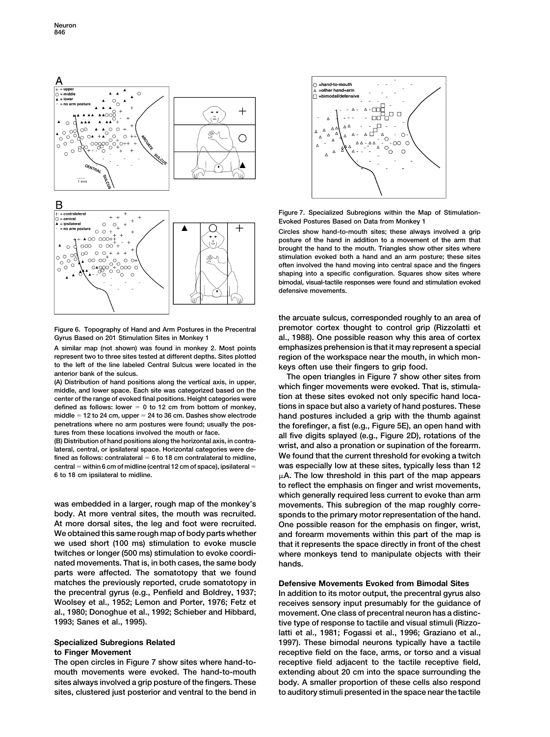Figure 6. Topography of Hand and Arm Postures in the Precentral Gyrus Based on 201 Stimulation Sites in Monkey 1

A similar map (not shown) was found in monkey 2. Most points represent two to three sites tested at different depths. Sites plotted to the left of the line labeled Central Sulcus were located in the anterior bank of the sulcus.

(A) Distribution of hand positions along the vertical axis, in upper, middle, and lower space. Each site was categorized based on the center of the range of evoked final positions. Height categories were defined as follows: lower = 0 to 12 cm from bottom of monkey, middle = 12 to 24 cm, upper = 24 to 36 cm. Dashes show electrode penetrations where no arm postures were found; usually the postures from these locations involved the mouth or face.

(B) Distribution of hand positions along the horizontal axis, in contralateral, central, or ipsilateral space. Horizontal categories were defined as follows: contralateral = 6 to 18 cm contralateral to midline, central = within 6 cm of midline (central 12 cm of space), ipsilateral = 6 to 18 cm ipsilateral to midline.

was embedded in a larger, rough map of the monkey's body. At more ventral sites, the mouth was recruited. At more dorsal sites, the leg and foot were recruited. We obtained this same rough map of body parts whether we used short (100 ms) stimulation to evoke muscle twitches or longer (500 ms) stimulation to evoke coordinated movements. That is, in both cases, the same body parts were affected. The somatotopy that we found matches the previously reported, crude somatotopy in the precentral gyrus (e.g., Penfield and Boldrey, 1937; Woolsey et al., 1952; Lemon and Porter, 1976; Fetz et al., 1980; Donoghue et al., 1992; Schieber and Hibbard, 1993; Sanes et al., 1995).

## Specialized Subregions Related to Finger Movement

The open circles in Figure 7 show sites where hand-to-mouth movements were evoked. The hand-to-mouth sites always involved a grip posture of the fingers. These sites, clustered just posterior and ventral to the bend in the arcuate sulcus, corresponded roughly to an area of premotor cortex thought to control grip (Rizzolatti et al., 1988). One possible reason why this area of cortex emphasizes prehension is that it may represent a special region of the workspace near the mouth, in which monkeys often use their fingers to grip food.

Figure 7. Specialized Subregions within the Map of Stimulation-Evoked Postures Based on Data from Monkey 1

Circles show hand-to-mouth sites; these always involved a grip posture of the hand in addition to a movement of the arm that brought the hand to the mouth. Triangles show other sites where stimulation evoked both a hand and an arm posture; these sites often involved the hand moving into central space and the fingers shaping into a specific configuration. Squares show sites where bimodal, visual-tactile responses were found and stimulation evoked defensive movements.

The open triangles in Figure 7 show other sites from which finger movements were evoked. That is, stimulation at these sites evoked not only specific hand locations in space but also a variety of hand postures. These hand postures included a grip with the thumb against the forefinger, a fist (e.g., Figure 5E), an open hand with all five digits splayed (e.g., Figure 2D), rotations of the wrist, and also a pronation or supination of the forearm. We found that the current threshold for evoking a twitch was especially low at these sites, typically less than 12 $\mu$A. The low threshold in this part of the map appears to reflect the emphasis on finger and wrist movements, which generally required less current to evoke than arm movements. This subregion of the map roughly corresponds to the primary motor representation of the hand. One possible reason for the emphasis on finger, wrist, and forearm movements within this part of the map is that it represents the space directly in front of the chest where monkeys tend to manipulate objects with their hands.

## Defensive Movements Evoked from Bimodal Sites

In addition to its motor output, the precentral gyrus also receives sensory input presumably for the guidance of movement. One class of precentral neuron has a distinctive type of response to tactile and visual stimuli (Rizzolatti et al., 1981; Fogassi et al., 1996; Graziano et al., 1997). These bimodal neurons typically have a tactile receptive field on the face, arms, or torso and a visual receptive field adjacent to the tactile receptive field, extending about 20 cm into the space surrounding the body. A smaller proportion of these cells also respond to auditory stimuli presented in the space near the tactile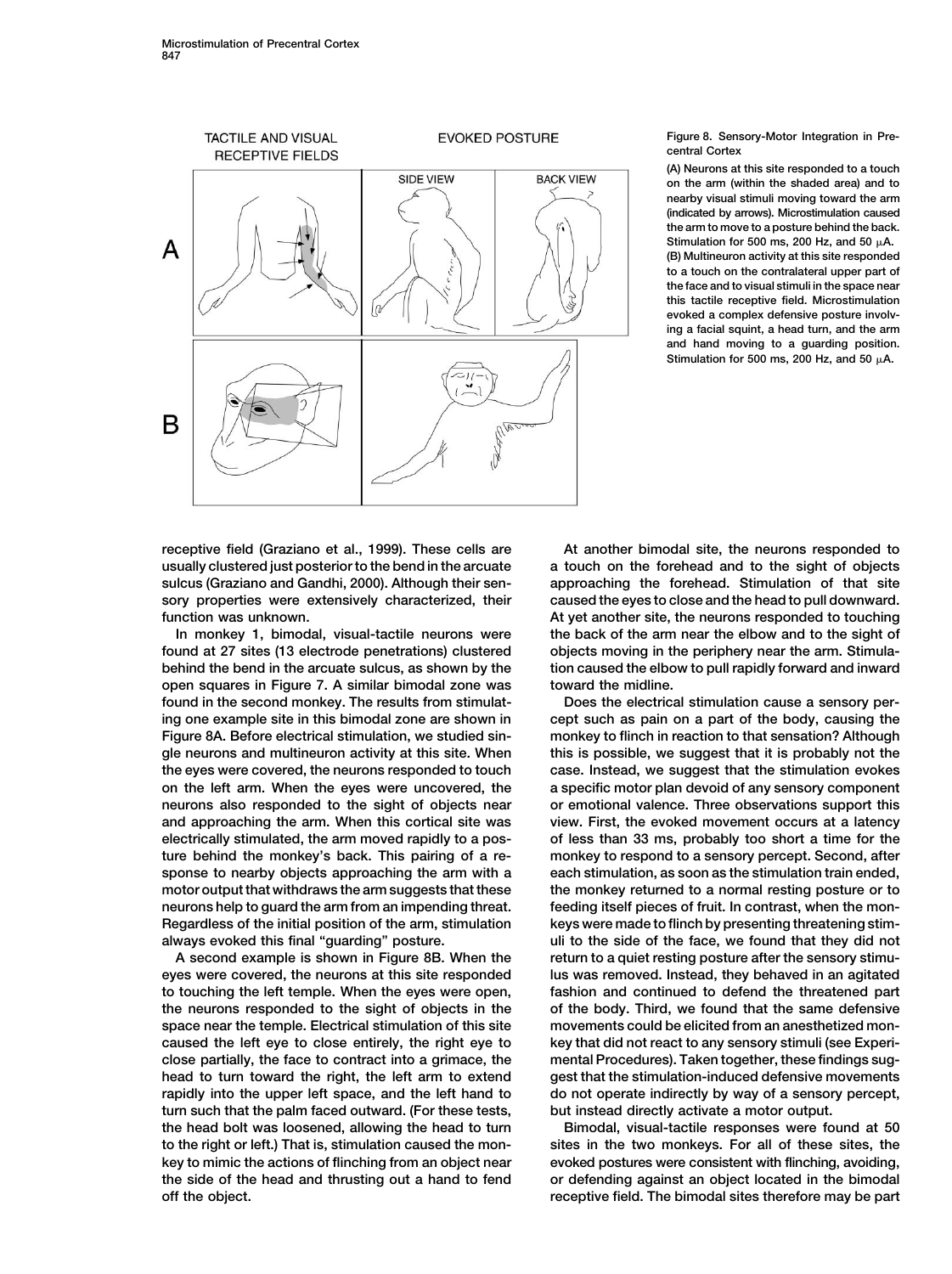Figure 8. Sensory-Motor Integration in Precentral Cortex

(A) Neurons at this site responded to a touch on the arm (within the shaded area) and to nearby visual stimuli moving toward the arm (indicated by arrows). Microstimulation caused the arm to move to a posture behind the back. Stimulation for 500 ms, 200 Hz, and 50 μA.

(B) Multineuron activity at this site responded to a touch on the contralateral upper part of the face and to visual stimuli in the space near this tactile receptive field. Microstimulation evoked a complex defensive posture involving a facial squint, a head turn, and the arm and hand moving to a guarding position. Stimulation for 500 ms, 200 Hz, and 50 μA.

receptive field (Graziano et al., 1999). These cells are usually clustered just posterior to the bend in the arcuate sulcus (Graziano and Gandhi, 2000). Although their sensory properties were extensively characterized, their function was unknown.

In monkey 1, bimodal, visual-tactile neurons were found at 27 sites (13 electrode penetrations) clustered behind the bend in the arcuate sulcus, as shown by the open squares in Figure 7. A similar bimodal zone was found in the second monkey. The results from stimulating one example site in this bimodal zone are shown in Figure 8A. Before electrical stimulation, we studied single neurons and multineuron activity at this site. When the eyes were covered, the neurons responded to touch on the left arm. When the eyes were uncovered, the neurons also responded to the sight of objects near and approaching the arm. When this cortical site was electrically stimulated, the arm moved rapidly to a posture behind the monkey's back. This pairing of a response to nearby objects approaching the arm with a motor output that withdraws the arm suggests that these neurons help to guard the arm from an impending threat. Regardless of the initial position of the arm, stimulation always evoked this final "guarding" posture.

A second example is shown in Figure 8B. When the eyes were covered, the neurons at this site responded to touching the left temple. When the eyes were open, the neurons responded to the sight of objects in the space near the temple. Electrical stimulation of this site caused the left eye to close entirely, the right eye to close partially, the face to contract into a grimace, the head to turn toward the right, the left arm to extend rapidly into the upper left space, and the left hand to turn such that the palm faced outward. (For these tests, the head bolt was loosened, allowing the head to turn to the right or left.) That is, stimulation caused the monkey to mimic the actions of flinching from an object near the side of the head and thrusting out a hand to fend off the object.

At another bimodal site, the neurons responded to a touch on the forehead and to the sight of objects approaching the forehead. Stimulation of that site caused the eyes to close and the head to pull downward. At yet another site, the neurons responded to touching the back of the arm near the elbow and to the sight of objects moving in the periphery near the arm. Stimulation caused the elbow to pull rapidly forward and inward toward the midline.

Does the electrical stimulation cause a sensory percept such as pain on a part of the body, causing the monkey to flinch in reaction to that sensation? Although this is possible, we suggest that it is probably not the case. Instead, we suggest that the stimulation evokes a specific motor plan devoid of any sensory component or emotional valence. Three observations support this view. First, the evoked movement occurs at a latency of less than 33 ms, probably too short a time for the monkey to respond to a sensory percept. Second, after each stimulation, as soon as the stimulation train ended, the monkey returned to a normal resting posture or to feeding itself pieces of fruit. In contrast, when the monkeys were made to flinch by presenting threatening stimuli to the side of the face, we found that they did not return to a quiet resting posture after the sensory stimulus was removed. Instead, they behaved in an agitated fashion and continued to defend the threatened part of the body. Third, we found that the same defensive movements could be elicited from an anesthetized monkey that did not react to any sensory stimuli (see Experimental Procedures). Taken together, these findings suggest that the stimulation-induced defensive movements do not operate indirectly by way of a sensory percept, but instead directly activate a motor output.

Bimodal, visual-tactile responses were found at 50 sites in the two monkeys. For all of these sites, the evoked postures were consistent with flinching, avoiding, or defending against an object located in the bimodal receptive field. The bimodal sites therefore may be part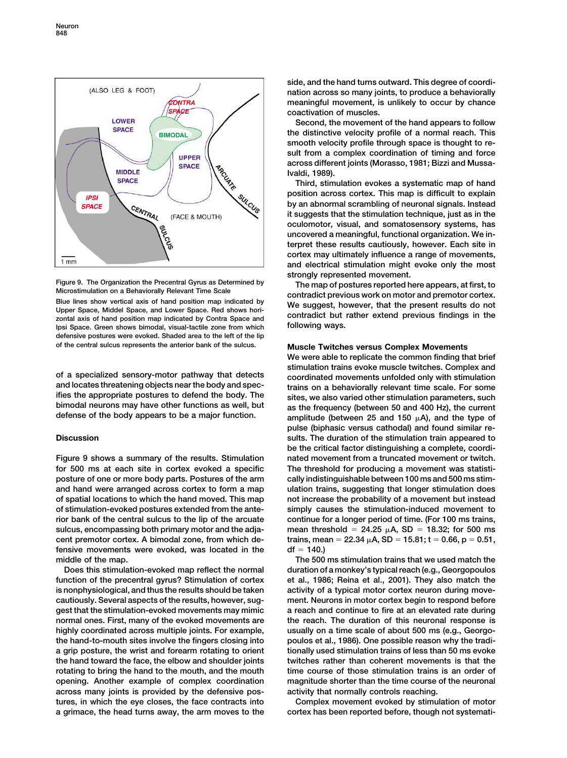Figure 9. The Organization the Precentral Gyrus as Determined by Microstimulation on a Behaviorally Relevant Time Scale

Blue lines show vertical axis of hand position map indicated by Upper Space, Middel Space, and Lower Space. Red shows horizontal axis of hand position map indicated by Contra Space and Ipsi Space. Green shows bimodal, visual-tactile zone from which defensive postures were evoked. Shaded area to the left of the lip of the central sulcus represents the anterior bank of the sulcus.

of a specialized sensory-motor pathway that detects and locates threatening objects near the body and specifies the appropriate postures to defend the body. The bimodal neurons may have other functions as well, but defense of the body appears to be a major function.

## Discussion

Figure 9 shows a summary of the results. Stimulation for 500 ms at each site in cortex evoked a specific posture of one or more body parts. Postures of the arm and hand were arranged across cortex to form a map of spatial locations to which the hand moved. This map of stimulation-evoked postures extended from the anterior bank of the central sulcus to the lip of the arcuate sulcus, encompassing both primary motor and the adjacent premotor cortex. A bimodal zone, from which defensive movements were evoked, was located in the middle of the map.

Does this stimulation-evoked map reflect the normal function of the precentral gyrus? Stimulation of cortex is nonphysiological, and thus the results should be taken cautiously. Several aspects of the results, however, suggest that the stimulation-evoked movements may mimic normal ones. First, many of the evoked movements are highly coordinated across multiple joints. For example, the hand-to-mouth sites involve the fingers closing into a grip posture, the wrist and forearm rotating to orient the hand toward the face, the elbow and shoulder joints rotating to bring the hand to the mouth, and the mouth opening. Another example of complex coordination across many joints is provided by the defensive postures, in which the eye closes, the face contracts into a grimace, the head turns away, the arm moves to the side, and the hand turns outward. This degree of coordination across so many joints, to produce a behaviorally meaningful movement, is unlikely to occur by chance coactivation of muscles.

Second, the movement of the hand appears to follow the distinctive velocity profile of a normal reach. This smooth velocity profile through space is thought to result from a complex coordination of timing and force across different joints (Morasso, 1981; Bizzi and Mussa-Ivaldi, 1989).

Third, stimulation evokes a systematic map of hand position across cortex. This map is difficult to explain by an abnormal scrambling of neuronal signals. Instead it suggests that the stimulation technique, just as in the oculomotor, visual, and somatosensory systems, has uncovered a meaningful, functional organization. We interpret these results cautiously, however. Each site in cortex may ultimately influence a range of movements, and electrical stimulation might evoke only the most strongly represented movement.

The map of postures reported here appears, at first, to contradict previous work on motor and premotor cortex. We suggest, however, that the present results do not contradict but rather extend previous findings in the following ways.

### Muscle Twitches versus Complex Movements

We were able to replicate the common finding that brief stimulation trains evoke muscle twitches. Complex and coordinated movements unfolded only with stimulation trains on a behaviorally relevant time scale. For some sites, we also varied other stimulation parameters, such as the frequency (between 50 and 400 Hz), the current amplitude (between 25 and 150 $\mu$A), and the type of pulse (biphasic versus cathodal) and found similar results. The duration of the stimulation train appeared to be the critical factor distinguishing a complete, coordinated movement from a truncated movement or twitch. The threshold for producing a movement was statistically indistinguishable between 100 ms and 500 ms stimulation trains, suggesting that longer stimulation does not increase the probability of a movement but instead simply causes the stimulation-induced movement to continue for a longer period of time. (For 100 ms trains, mean threshold = 24.25 $\mu$A, SD = 18.32; for 500 ms trains, mean = 22.34 $\mu$A, SD = 15.81; $t = 0.66$, $p = 0.51$, $df = 140$.)

The 500 ms stimulation trains that we used match the duration of a monkey's typical reach (e.g., Georgopoulos et al., 1986; Reina et al., 2001). They also match the activity of a typical motor cortex neuron during movement. Neurons in motor cortex begin to respond before a reach and continue to fire at an elevated rate during the reach. The duration of this neuronal response is usually on a time scale of about 500 ms (e.g., Georgopoulos et al., 1986). One possible reason why the traditionally used stimulation trains of less than 50 ms evoke twitches rather than coherent movements is that the time course of those stimulation trains is an order of magnitude shorter than the time course of the neuronal activity that normally controls reaching.

Complex movement evoked by stimulation of motor cortex has been reported before, though not systemati-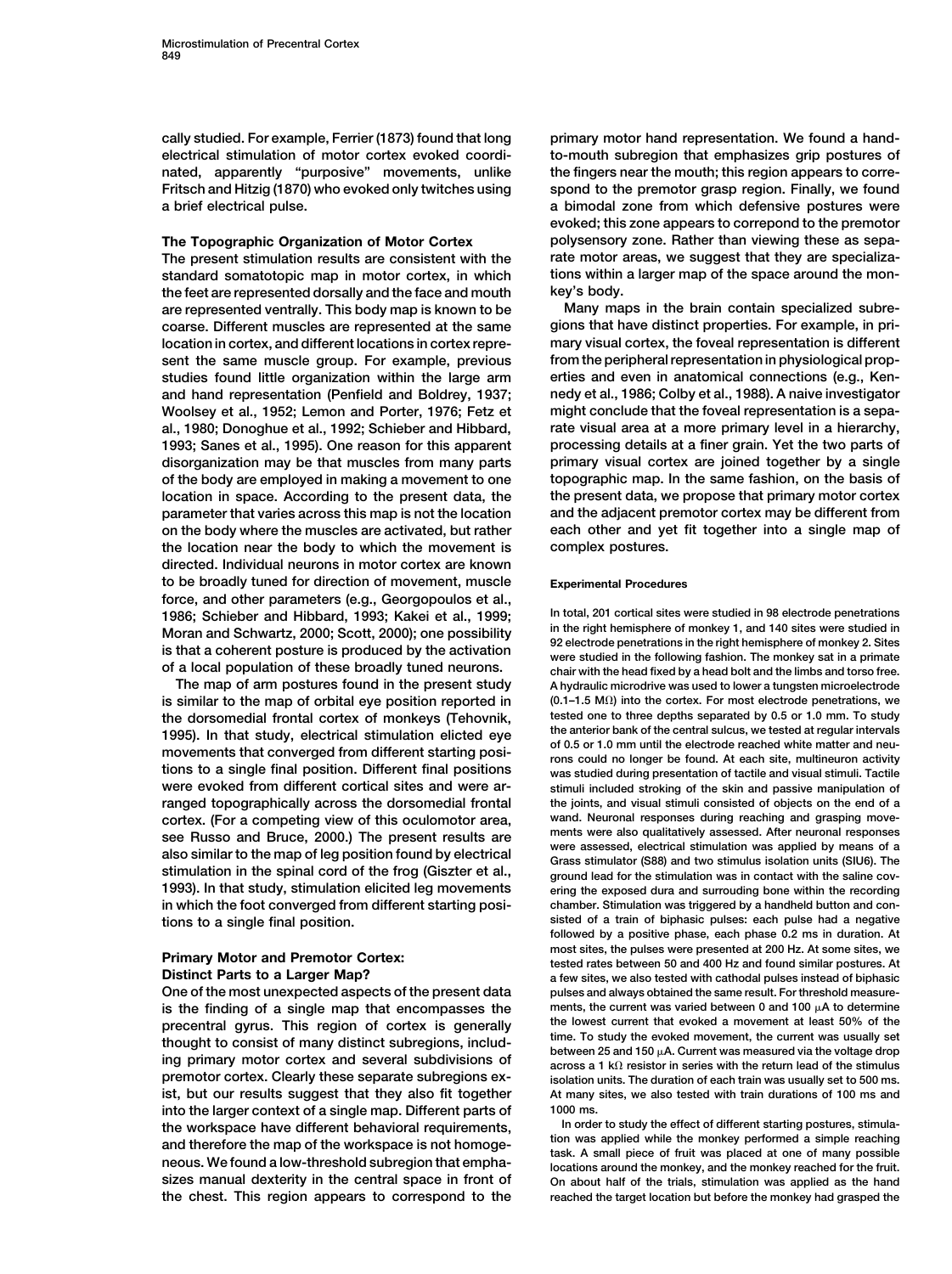cally studied. For example, Ferrier (1873) found that long electrical stimulation of motor cortex evoked coordinated, apparently "purposive" movements, unlike Fritsch and Hitzig (1870) who evoked only twitches using a brief electrical pulse.

### The Topographic Organization of Motor Cortex

The present stimulation results are consistent with the standard somatotopic map in motor cortex, in which the feet are represented dorsally and the face and mouth are represented ventrally. This body map is known to be coarse. Different muscles are represented at the same location in cortex, and different locations in cortex represent the same muscle group. For example, previous studies found little organization within the large arm and hand representation (Penfield and Boldrey, 1937; Woolsey et al., 1952; Lemon and Porter, 1976; Fetz et al., 1980; Donoghue et al., 1992; Schieber and Hibbard, 1993; Sanes et al., 1995). One reason for this apparent disorganization may be that muscles from many parts of the body are employed in making a movement to one location in space. According to the present data, the parameter that varies across this map is not the location on the body where the muscles are activated, but rather the location near the body to which the movement is directed. Individual neurons in motor cortex are known to be broadly tuned for direction of movement, muscle force, and other parameters (e.g., Georgopoulos et al., 1986; Schieber and Hibbard, 1993; Kakei et al., 1999; Moran and Schwartz, 2000; Scott, 2000); one possibility is that a coherent posture is produced by the activation of a local population of these broadly tuned neurons.

The map of arm postures found in the present study is similar to the map of orbital eye position reported in the dorsomedial frontal cortex of monkeys (Tehovnik, 1995). In that study, electrical stimulation elicted eye movements that converged from different starting positions to a single final position. Different final positions were evoked from different cortical sites and were arranged topographically across the dorsomedial frontal cortex. (For a competing view of this oculomotor area, see Russo and Bruce, 2000.) The present results are also similar to the map of leg position found by electrical stimulation in the spinal cord of the frog (Giszter et al., 1993). In that study, stimulation elicited leg movements in which the foot converged from different starting positions to a single final position.

### Primary Motor and Premotor Cortex: Distinct Parts to a Larger Map?

One of the most unexpected aspects of the present data is the finding of a single map that encompasses the precentral gyrus. This region of cortex is generally thought to consist of many distinct subregions, including primary motor cortex and several subdivisions of premotor cortex. Clearly these separate subregions exist, but our results suggest that they also fit together into the larger context of a single map. Different parts of the workspace have different behavioral requirements, and therefore the map of the workspace is not homogeneous. We found a low-threshold subregion that emphasizes manual dexterity in the central space in front of the chest. This region appears to correspond to the primary motor hand representation. We found a hand-to-mouth subregion that emphasizes grip postures of the fingers near the mouth; this region appears to correspond to the premotor grasp region. Finally, we found a bimodal zone from which defensive postures were evoked; this zone appears to correpond to the premotor polysensory zone. Rather than viewing these as separate motor areas, we suggest that they are specializations within a larger map of the space around the monkey's body.

Many maps in the brain contain specialized subregions that have distinct properties. For example, in primary visual cortex, the foveal representation is different from the peripheral representation in physiological properties and even in anatomical connections (e.g., Kennedy et al., 1986; Colby et al., 1988). A naive investigator might conclude that the foveal representation is a separate visual area at a more primary level in a hierarchy, processing details at a finer grain. Yet the two parts of primary visual cortex are joined together by a single topographic map. In the same fashion, on the basis of the present data, we propose that primary motor cortex and the adjacent premotor cortex may be different from each other and yet fit together into a single map of complex postures.

## Experimental Procedures

In total, 201 cortical sites were studied in 98 electrode penetrations in the right hemisphere of monkey 1, and 140 sites were studied in 92 electrode penetrations in the right hemisphere of monkey 2. Sites were studied in the following fashion. The monkey sat in a primate chair with the head fixed by a head bolt and the limbs and torso free. A hydraulic microdrive was used to lower a tungsten microelectrode (0.1–1.5 MΩ) into the cortex. For most electrode penetrations, we tested one to three depths separated by 0.5 or 1.0 mm. To study the anterior bank of the central sulcus, we tested at regular intervals of 0.5 or 1.0 mm until the electrode reached white matter and neurons could no longer be found. At each site, multineuron activity was studied during presentation of tactile and visual stimuli. Tactile stimuli included stroking of the skin and passive manipulation of the joints, and visual stimuli consisted of objects on the end of a wand. Neuronal responses during reaching and grasping movements were also qualitatively assessed. After neuronal responses were assessed, electrical stimulation was applied by means of a Grass stimulator (S88) and two stimulus isolation units (SIU6). The ground lead for the stimulation was in contact with the saline covering the exposed dura and surrouding bone within the recording chamber. Stimulation was triggered by a handheld button and consisted of a train of biphasic pulses: each pulse had a negative followed by a positive phase, each phase 0.2 ms in duration. At most sites, the pulses were presented at 200 Hz. At some sites, we tested rates between 50 and 400 Hz and found similar postures. At a few sites, we also tested with cathodal pulses instead of biphasic pulses and always obtained the same result. For threshold measurements, the current was varied between 0 and 100 μA to determine the lowest current that evoked a movement at least 50% of the time. To study the evoked movement, the current was usually set between 25 and 150 μA. Current was measured via the voltage drop across a 1 kΩ resistor in series with the return lead of the stimulus isolation units. The duration of each train was usually set to 500 ms. At many sites, we also tested with train durations of 100 ms and 1000 ms.

In order to study the effect of different starting postures, stimulation was applied while the monkey performed a simple reaching task. A small piece of fruit was placed at one of many possible locations around the monkey, and the monkey reached for the fruit. On about half of the trials, stimulation was applied as the hand reached the target location but before the monkey had grasped the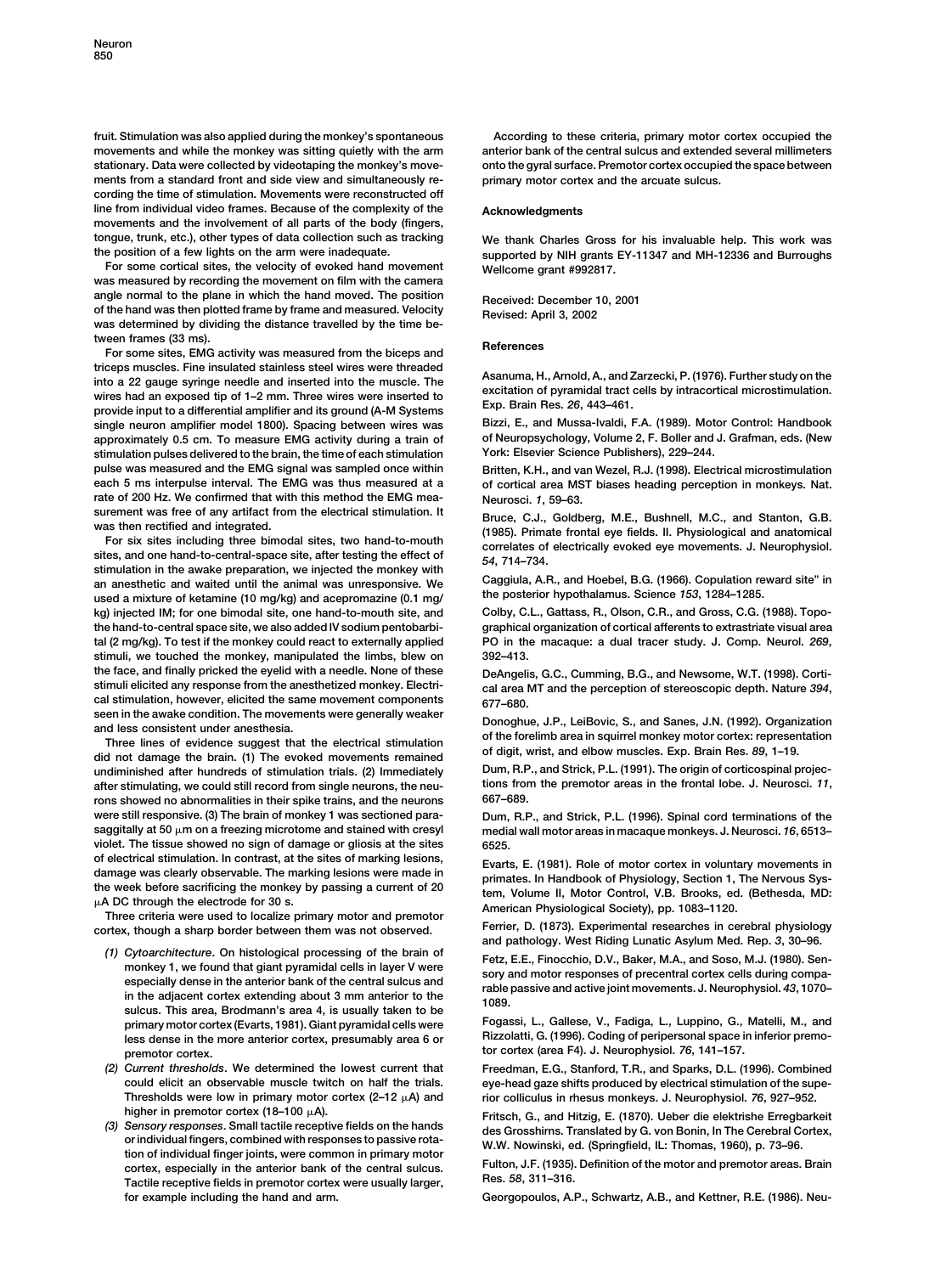fruit. Stimulation was also applied during the monkey's spontaneous movements and while the monkey was sitting quietly with the arm stationary. Data were collected by videotaping the monkey's movements from a standard front and side view and simultaneously recording the time of stimulation. Movements were reconstructed off line from individual video frames. Because of the complexity of the movements and the involvement of all parts of the body (fingers, tongue, trunk, etc.), other types of data collection such as tracking the position of a few lights on the arm were inadequate.

For some cortical sites, the velocity of evoked hand movement was measured by recording the movement on film with the camera angle normal to the plane in which the hand moved. The position of the hand was then plotted frame by frame and measured. Velocity was determined by dividing the distance travelled by the time between frames (33 ms).

For some sites, EMG activity was measured from the biceps and triceps muscles. Fine insulated stainless steel wires were threaded into a 22 gauge syringe needle and inserted into the muscle. The wires had an exposed tip of 1–2 mm. Three wires were inserted to provide input to a differential amplifier and its ground (A-M Systems single neuron amplifier model 1800). Spacing between wires was approximately 0.5 cm. To measure EMG activity during a train of stimulation pulses delivered to the brain, the time of each stimulation pulse was measured and the EMG signal was sampled once within each 5 ms interpulse interval. The EMG was thus measured at a rate of 200 Hz. We confirmed that with this method the EMG measurement was free of any artifact from the electrical stimulation. It was then rectified and integrated.

For six sites including three bimodal sites, two hand-to-mouth sites, and one hand-to-central-space site, after testing the effect of stimulation in the awake preparation, we injected the monkey with an anesthetic and waited until the animal was unresponsive. We used a mixture of ketamine (10 mg/kg) and acepromazine (0.1 mg/kg) injected IM; for one bimodal site, one hand-to-mouth site, and the hand-to-central space site, we also added IV sodium pentobarbital (2 mg/kg). To test if the monkey could react to externally applied stimuli, we touched the monkey, manipulated the limbs, blew on the face, and finally pricked the eyelid with a needle. None of these stimuli elicited any response from the anesthetized monkey. Electrical stimulation, however, elicited the same movement components seen in the awake condition. The movements were generally weaker and less consistent under anesthesia.

Three lines of evidence suggest that the electrical stimulation did not damage the brain. (1) The evoked movements remained undiminished after hundreds of stimulation trials. (2) Immediately after stimulating, we could still record from single neurons, the neurons showed no abnormalities in their spike trains, and the neurons were still responsive. (3) The brain of monkey 1 was sectioned parasaggitally at 50 μm on a freezing microtome and stained with cresyl violet. The tissue showed no sign of damage or gliosis at the sites of electrical stimulation. In contrast, at the sites of marking lesions, damage was clearly observable. The marking lesions were made in the week before sacrificing the monkey by passing a current of 20 μA DC through the electrode for 30 s.

Three criteria were used to localize primary motor and premotor cortex, though a sharp border between them was not observed.

*(1) Cytoarchitecture*. On histological processing of the brain of monkey 1, we found that giant pyramidal cells in layer V were especially dense in the anterior bank of the central sulcus and in the adjacent cortex extending about 3 mm anterior to the sulcus. This area, Brodmann's area 4, is usually taken to be primary motor cortex (Evarts, 1981). Giant pyramidal cells were less dense in the more anterior cortex, presumably area 6 or premotor cortex.

*(2) Current thresholds*. We determined the lowest current that could elicit an observable muscle twitch on half the trials. Thresholds were low in primary motor cortex (2–12 μA) and higher in premotor cortex (18–100 μA).

*(3) Sensory responses*. Small tactile receptive fields on the hands or individual fingers, combined with responses to passive rotation of individual finger joints, were common in primary motor cortex, especially in the anterior bank of the central sulcus. Tactile receptive fields in premotor cortex were usually larger, for example including the hand and arm.

According to these criteria, primary motor cortex occupied the anterior bank of the central sulcus and extended several millimeters onto the gyral surface. Premotor cortex occupied the space between primary motor cortex and the arcuate sulcus.

## Acknowledgments

We thank Charles Gross for his invaluable help. This work was supported by NIH grants EY-11347 and MH-12336 and Burroughs Wellcome grant #992817.

Received: December 10, 2001
Revised: April 3, 2002

## References

Asanuma, H., Arnold, A., and Zarzecki, P. (1976). Further study on the excitation of pyramidal tract cells by intracortical microstimulation. Exp. Brain Res. *26*, 443–461.

Bizzi, E., and Mussa-Ivaldi, F.A. (1989). Motor Control: Handbook of Neuropsychology, Volume 2, F. Boller and J. Grafman, eds. (New York: Elsevier Science Publishers), 229–244.

Britten, K.H., and van Wezel, R.J. (1998). Electrical microstimulation of cortical area MST biases heading perception in monkeys. Nat. Neurosci. *1*, 59–63.

Bruce, C.J., Goldberg, M.E., Bushnell, M.C., and Stanton, G.B. (1985). Primate frontal eye fields. II. Physiological and anatomical correlates of electrically evoked eye movements. J. Neurophysiol. *54*, 714–734.

Caggiula, A.R., and Hoebel, B.G. (1966). Copulation reward site" in the posterior hypothalamus. Science *153*, 1284–1285.

Colby, C.L., Gattass, R., Olson, C.R., and Gross, C.G. (1988). Topographical organization of cortical afferents to extrastriate visual area PO in the macaque: a dual tracer study. J. Comp. Neurol. *269*, 392–413.

DeAngelis, G.C., Cumming, B.G., and Newsome, W.T. (1998). Cortical area MT and the perception of stereoscopic depth. Nature *394*, 677–680.

Donoghue, J.P., LeiBovic, S., and Sanes, J.N. (1992). Organization of the forelimb area in squirrel monkey motor cortex: representation of digit, wrist, and elbow muscles. Exp. Brain Res. *89*, 1–19.

Dum, R.P., and Strick, P.L. (1991). The origin of corticospinal projections from the premotor areas in the frontal lobe. J. Neurosci. *11*, 667–689.

Dum, R.P., and Strick, P.L. (1996). Spinal cord terminations of the medial wall motor areas in macaque monkeys. J. Neurosci. *16*, 6513–6525.

Evarts, E. (1981). Role of motor cortex in voluntary movements in primates. In Handbook of Physiology, Section 1, The Nervous System, Volume II, Motor Control, V.B. Brooks, ed. (Bethesda, MD: American Physiological Society), pp. 1083–1120.

Ferrier, D. (1873). Experimental researches in cerebral physiology and pathology. West Riding Lunatic Asylum Med. Rep. *3*, 30–96.

Fetz, E.E., Finocchio, D.V., Baker, M.A., and Soso, M.J. (1980). Sensory and motor responses of precentral cortex cells during comparable passive and active joint movements. J. Neurophysiol. *43*, 1070–1089.

Fogassi, L., Gallese, V., Fadiga, L., Luppino, G., Matelli, M., and Rizzolatti, G. (1996). Coding of peripersonal space in inferior premotor cortex (area F4). J. Neurophysiol. *76*, 141–157.

Freedman, E.G., Stanford, T.R., and Sparks, D.L. (1996). Combined eye-head gaze shifts produced by electrical stimulation of the superior colliculus in rhesus monkeys. J. Neurophysiol. *76*, 927–952.

Fritsch, G., and Hitzig, E. (1870). Ueber die elektrishe Erregbarkeit des Grosshirns. Translated by G. von Bonin, In The Cerebral Cortex, W.W. Nowinski, ed. (Springfield, IL: Thomas, 1960), p. 73–96.

Fulton, J.F. (1935). Definition of the motor and premotor areas. Brain Res. *58*, 311–316.

Georgopoulos, A.P., Schwartz, A.B., and Kettner, R.E. (1986). Neu-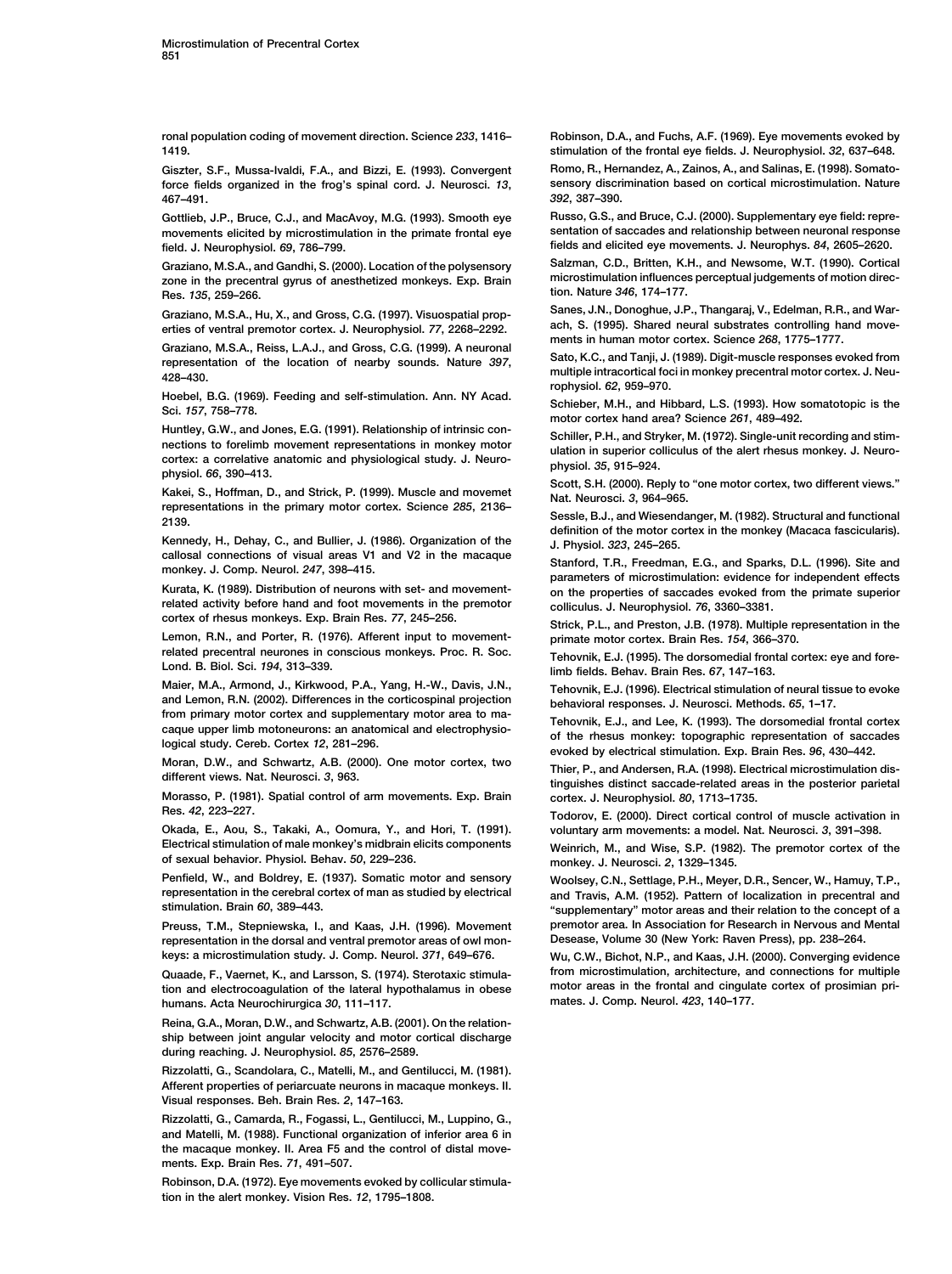ronal population coding of movement direction. Science *233*, 1416–1419.

Giszter, S.F., Mussa-Ivaldi, F.A., and Bizzi, E. (1993). Convergent force fields organized in the frog's spinal cord. J. Neurosci. *13*, 467–491.

Gottlieb, J.P., Bruce, C.J., and MacAvoy, M.G. (1993). Smooth eye movements elicited by microstimulation in the primate frontal eye field. J. Neurophysiol. *69*, 786–799.

Graziano, M.S.A., and Gandhi, S. (2000). Location of the polysensory zone in the precentral gyrus of anesthetized monkeys. Exp. Brain Res. *135*, 259–266.

Graziano, M.S.A., Hu, X., and Gross, C.G. (1997). Visuospatial properties of ventral premotor cortex. J. Neurophysiol. *77*, 2268–2292.

Graziano, M.S.A., Reiss, L.A.J., and Gross, C.G. (1999). A neuronal representation of the location of nearby sounds. Nature *397*, 428–430.

Hoebel, B.G. (1969). Feeding and self-stimulation. Ann. NY Acad. Sci. *157*, 758–778.

Huntley, G.W., and Jones, E.G. (1991). Relationship of intrinsic connections to forelimb movement representations in monkey motor cortex: a correlative anatomic and physiological study. J. Neurophysiol. *66*, 390–413.

Kakei, S., Hoffman, D., and Strick, P. (1999). Muscle and movemet representations in the primary motor cortex. Science *285*, 2136–2139.

Kennedy, H., Dehay, C., and Bullier, J. (1986). Organization of the callosal connections of visual areas V1 and V2 in the macaque monkey. J. Comp. Neurol. *247*, 398–415.

Kurata, K. (1989). Distribution of neurons with set- and movement-related activity before hand and foot movements in the premotor cortex of rhesus monkeys. Exp. Brain Res. *77*, 245–256.

Lemon, R.N., and Porter, R. (1976). Afferent input to movement-related precentral neurones in conscious monkeys. Proc. R. Soc. Lond. B. Biol. Sci. *194*, 313–339.

Maier, M.A., Armond, J., Kirkwood, P.A., Yang, H.-W., Davis, J.N., and Lemon, R.N. (2002). Differences in the corticospinal projection from primary motor cortex and supplementary motor area to macaque upper limb motoneurons: an anatomical and electrophysiological study. Cereb. Cortex *12*, 281–296.

Moran, D.W., and Schwartz, A.B. (2000). One motor cortex, two different views. Nat. Neurosci. *3*, 963.

Morasso, P. (1981). Spatial control of arm movements. Exp. Brain Res. *42*, 223–227.

Okada, E., Aou, S., Takaki, A., Oomura, Y., and Hori, T. (1991). Electrical stimulation of male monkey's midbrain elicits components of sexual behavior. Physiol. Behav. *50*, 229–236.

Penfield, W., and Boldrey, E. (1937). Somatic motor and sensory representation in the cerebral cortex of man as studied by electrical stimulation. Brain *60*, 389–443.

Preuss, T.M., Stepniewska, I., and Kaas, J.H. (1996). Movement representation in the dorsal and ventral premotor areas of owl monkeys: a microstimulation study. J. Comp. Neurol. *371*, 649–676.

Quaade, F., Vaernet, K., and Larsson, S. (1974). Sterotaxic stimulation and electrocoagulation of the lateral hypothalamus in obese humans. Acta Neurochirurgica *30*, 111–117.

Reina, G.A., Moran, D.W., and Schwartz, A.B. (2001). On the relationship between joint angular velocity and motor cortical discharge during reaching. J. Neurophysiol. *85*, 2576–2589.

Rizzolatti, G., Scandolara, C., Matelli, M., and Gentilucci, M. (1981). Afferent properties of periarcuate neurons in macaque monkeys. II. Visual responses. Beh. Brain Res. *2*, 147–163.

Rizzolatti, G., Camarda, R., Fogassi, L., Gentilucci, M., Luppino, G., and Matelli, M. (1988). Functional organization of inferior area 6 in the macaque monkey. II. Area F5 and the control of distal movements. Exp. Brain Res. *71*, 491–507.

Robinson, D.A. (1972). Eye movements evoked by collicular stimulation in the alert monkey. Vision Res. *12*, 1795–1808.

Robinson, D.A., and Fuchs, A.F. (1969). Eye movements evoked by stimulation of the frontal eye fields. J. Neurophysiol. *32*, 637–648.

Romo, R., Hernandez, A., Zainos, A., and Salinas, E. (1998). Somatosensory discrimination based on cortical microstimulation. Nature *392*, 387–390.

Russo, G.S., and Bruce, C.J. (2000). Supplementary eye field: representation of saccades and relationship between neuronal response fields and elicited eye movements. J. Neurophys. *84*, 2605–2620.

Salzman, C.D., Britten, K.H., and Newsome, W.T. (1990). Cortical microstimulation influences perceptual judgements of motion direction. Nature *346*, 174–177.

Sanes, J.N., Donoghue, J.P., Thangaraj, V., Edelman, R.R., and Warach, S. (1995). Shared neural substrates controlling hand movements in human motor cortex. Science *268*, 1775–1777.

Sato, K.C., and Tanji, J. (1989). Digit-muscle responses evoked from multiple intracortical foci in monkey precentral motor cortex. J. Neurophysiol. *62*, 959–970.

Schieber, M.H., and Hibbard, L.S. (1993). How somatotopic is the motor cortex hand area? Science *261*, 489–492.

Schiller, P.H., and Stryker, M. (1972). Single-unit recording and stimulation in superior colliculus of the alert rhesus monkey. J. Neurophysiol. *35*, 915–924.

Scott, S.H. (2000). Reply to "one motor cortex, two different views." Nat. Neurosci. *3*, 964–965.

Sessle, B.J., and Wiesendanger, M. (1982). Structural and functional definition of the motor cortex in the monkey (Macaca fascicularis). J. Physiol. *323*, 245–265.

Stanford, T.R., Freedman, E.G., and Sparks, D.L. (1996). Site and parameters of microstimulation: evidence for independent effects on the properties of saccades evoked from the primate superior colliculus. J. Neurophysiol. *76*, 3360–3381.

Strick, P.L., and Preston, J.B. (1978). Multiple representation in the primate motor cortex. Brain Res. *154*, 366–370.

Tehovnik, E.J. (1995). The dorsomedial frontal cortex: eye and forelimb fields. Behav. Brain Res. *67*, 147–163.

Tehovnik, E.J. (1996). Electrical stimulation of neural tissue to evoke behavioral responses. J. Neurosci. Methods. *65*, 1–17.

Tehovnik, E.J., and Lee, K. (1993). The dorsomedial frontal cortex of the rhesus monkey: topographic representation of saccades evoked by electrical stimulation. Exp. Brain Res. *96*, 430–442.

Thier, P., and Andersen, R.A. (1998). Electrical microstimulation distinguishes distinct saccade-related areas in the posterior parietal cortex. J. Neurophysiol. *80*, 1713–1735.

Todorov, E. (2000). Direct cortical control of muscle activation in voluntary arm movements: a model. Nat. Neurosci. *3*, 391–398.

Weinrich, M., and Wise, S.P. (1982). The premotor cortex of the monkey. J. Neurosci. *2*, 1329–1345.

Woolsey, C.N., Settlage, P.H., Meyer, D.R., Sencer, W., Hamuy, T.P., and Travis, A.M. (1952). Pattern of localization in precentral and "supplementary" motor areas and their relation to the concept of a premotor area. In Association for Research in Nervous and Mental Desease, Volume 30 (New York: Raven Press), pp. 238–264.

Wu, C.W., Bichot, N.P., and Kaas, J.H. (2000). Converging evidence from microstimulation, architecture, and connections for multiple motor areas in the frontal and cingulate cortex of prosimian primates. J. Comp. Neurol. *423*, 140–177.